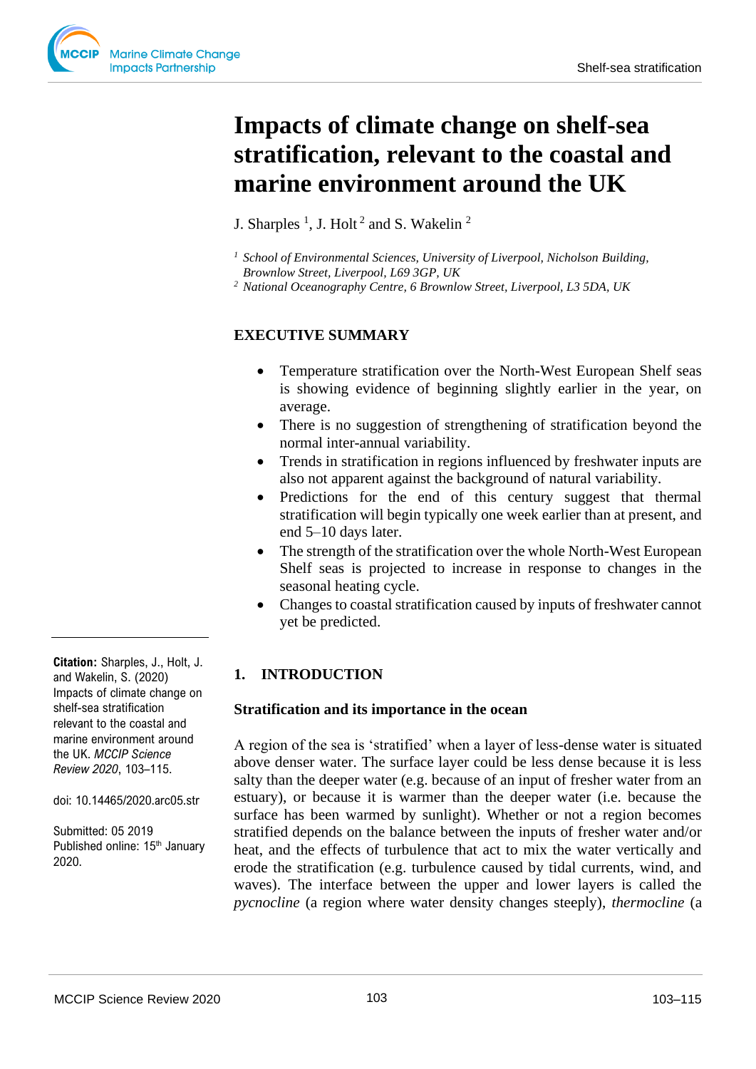# Impacts of climate change on shelf-sea stratification, relevant to the coastal and marine environment around the UK

J. Sharples [1], J. Holt [2] and S. Wakelin [2]

[1] *School of Environmental Sciences, University of Liverpool, Nicholson Building, Brownlow Street, Liverpool, L69 3GP, UK*
[2] *National Oceanography Centre, 6 Brownlow Street, Liverpool, L3 5DA, UK*

## EXECUTIVE SUMMARY

- Temperature stratification over the North-West European Shelf seas is showing evidence of beginning slightly earlier in the year, on average.
- There is no suggestion of strengthening of stratification beyond the normal inter-annual variability.
- Trends in stratification in regions influenced by freshwater inputs are also not apparent against the background of natural variability.
- Predictions for the end of this century suggest that thermal stratification will begin typically one week earlier than at present, and end 5–10 days later.
- The strength of the stratification over the whole North-West European Shelf seas is projected to increase in response to changes in the seasonal heating cycle.
- Changes to coastal stratification caused by inputs of freshwater cannot yet be predicted.

**Citation:** Sharples, J., Holt, J. and Wakelin, S. (2020) Impacts of climate change on shelf-sea stratification relevant to the coastal and marine environment around the UK. *MCCIP Science Review 2020*, 103–115.

doi: 10.14465/2020.arc05.str

Submitted: 05 2019
Published online: 15th January 2020.

## 1. INTRODUCTION

### Stratification and its importance in the ocean

A region of the sea is 'stratified' when a layer of less-dense water is situated above denser water. The surface layer could be less dense because it is less salty than the deeper water (e.g. because of an input of fresher water from an estuary), or because it is warmer than the deeper water (i.e. because the surface has been warmed by sunlight). Whether or not a region becomes stratified depends on the balance between the inputs of fresher water and/or heat, and the effects of turbulence that act to mix the water vertically and erode the stratification (e.g. turbulence caused by tidal currents, wind, and waves). The interface between the upper and lower layers is called the *pycnocline* (a region where water density changes steeply), *thermocline* (a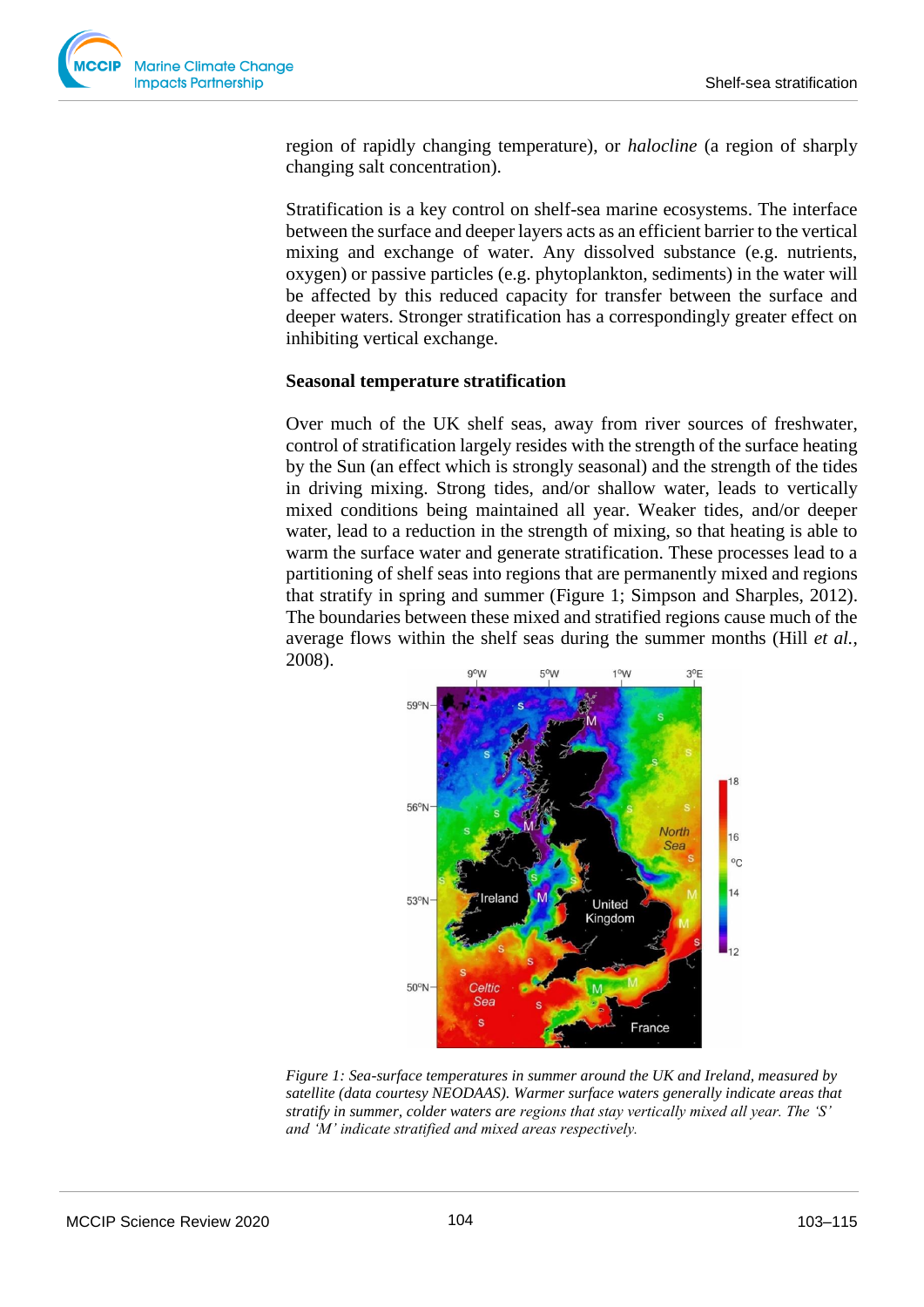region of rapidly changing temperature), or *halocline* (a region of sharply changing salt concentration).

Stratification is a key control on shelf-sea marine ecosystems. The interface between the surface and deeper layers acts as an efficient barrier to the vertical mixing and exchange of water. Any dissolved substance (e.g. nutrients, oxygen) or passive particles (e.g. phytoplankton, sediments) in the water will be affected by this reduced capacity for transfer between the surface and deeper waters. Stronger stratification has a correspondingly greater effect on inhibiting vertical exchange.

**Seasonal temperature stratification**

Over much of the UK shelf seas, away from river sources of freshwater, control of stratification largely resides with the strength of the surface heating by the Sun (an effect which is strongly seasonal) and the strength of the tides in driving mixing. Strong tides, and/or shallow water, leads to vertically mixed conditions being maintained all year. Weaker tides, and/or deeper water, lead to a reduction in the strength of mixing, so that heating is able to warm the surface water and generate stratification. These processes lead to a partitioning of shelf seas into regions that are permanently mixed and regions that stratify in spring and summer (Figure 1; Simpson and Sharples, 2012). The boundaries between these mixed and stratified regions cause much of the average flows within the shelf seas during the summer months (Hill *et al.*, 2008).

*Figure 1: Sea-surface temperatures in summer around the UK and Ireland, measured by satellite (data courtesy NEODAAS). Warmer surface waters generally indicate areas that stratify in summer, colder waters are regions that stay vertically mixed all year. The 'S' and 'M' indicate stratified and mixed areas respectively.*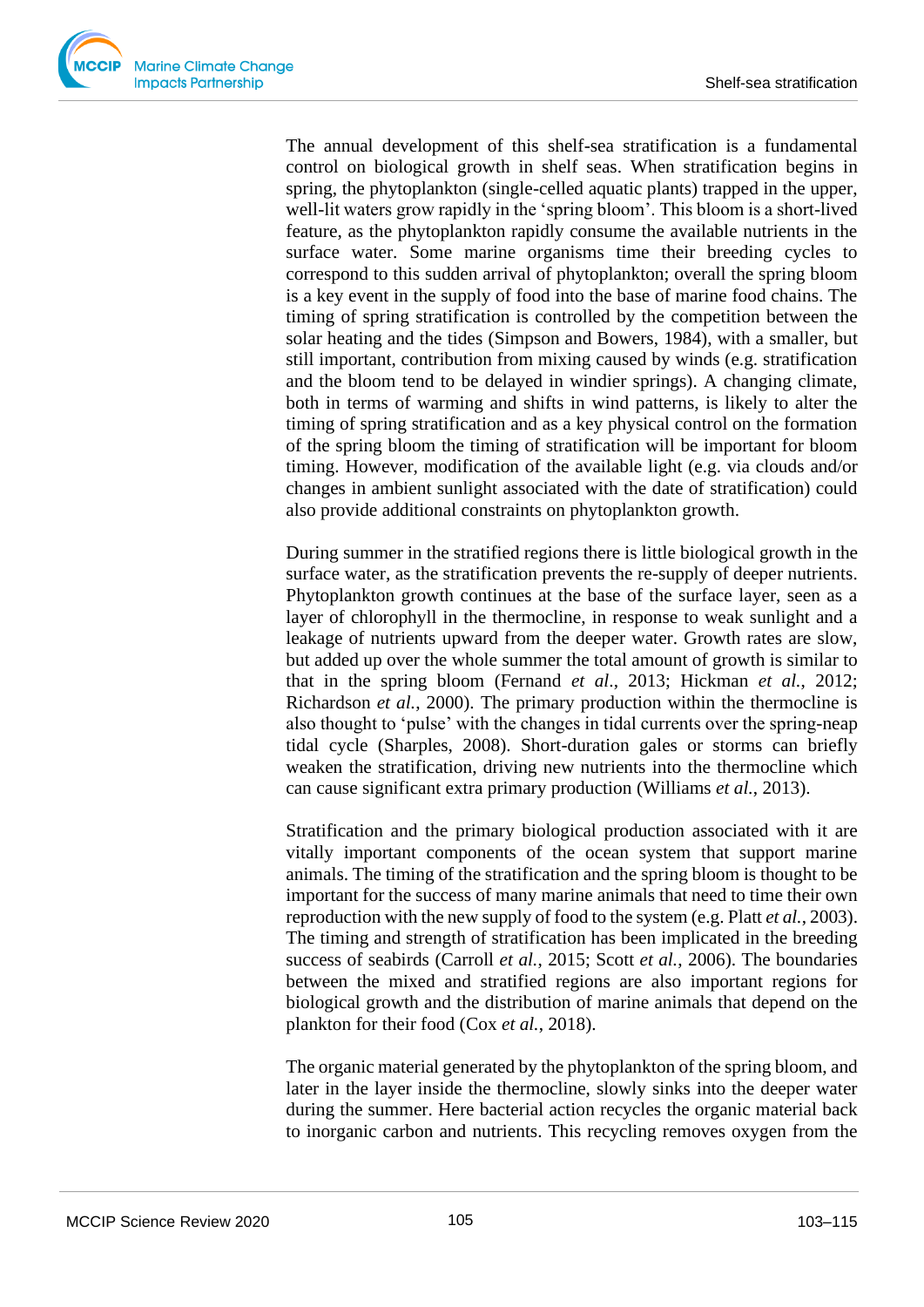The annual development of this shelf-sea stratification is a fundamental control on biological growth in shelf seas. When stratification begins in spring, the phytoplankton (single-celled aquatic plants) trapped in the upper, well-lit waters grow rapidly in the 'spring bloom'. This bloom is a short-lived feature, as the phytoplankton rapidly consume the available nutrients in the surface water. Some marine organisms time their breeding cycles to correspond to this sudden arrival of phytoplankton; overall the spring bloom is a key event in the supply of food into the base of marine food chains. The timing of spring stratification is controlled by the competition between the solar heating and the tides (Simpson and Bowers, 1984), with a smaller, but still important, contribution from mixing caused by winds (e.g. stratification and the bloom tend to be delayed in windier springs). A changing climate, both in terms of warming and shifts in wind patterns, is likely to alter the timing of spring stratification and as a key physical control on the formation of the spring bloom the timing of stratification will be important for bloom timing. However, modification of the available light (e.g. via clouds and/or changes in ambient sunlight associated with the date of stratification) could also provide additional constraints on phytoplankton growth.

During summer in the stratified regions there is little biological growth in the surface water, as the stratification prevents the re-supply of deeper nutrients. Phytoplankton growth continues at the base of the surface layer, seen as a layer of chlorophyll in the thermocline, in response to weak sunlight and a leakage of nutrients upward from the deeper water. Growth rates are slow, but added up over the whole summer the total amount of growth is similar to that in the spring bloom (Fernand *et al*., 2013; Hickman *et al.*, 2012; Richardson *et al.*, 2000). The primary production within the thermocline is also thought to 'pulse' with the changes in tidal currents over the spring-neap tidal cycle (Sharples, 2008). Short-duration gales or storms can briefly weaken the stratification, driving new nutrients into the thermocline which can cause significant extra primary production (Williams *et al.*, 2013).

Stratification and the primary biological production associated with it are vitally important components of the ocean system that support marine animals. The timing of the stratification and the spring bloom is thought to be important for the success of many marine animals that need to time their own reproduction with the new supply of food to the system (e.g. Platt *et al.*, 2003). The timing and strength of stratification has been implicated in the breeding success of seabirds (Carroll *et al.*, 2015; Scott *et al.*, 2006). The boundaries between the mixed and stratified regions are also important regions for biological growth and the distribution of marine animals that depend on the plankton for their food (Cox *et al.*, 2018).

The organic material generated by the phytoplankton of the spring bloom, and later in the layer inside the thermocline, slowly sinks into the deeper water during the summer. Here bacterial action recycles the organic material back to inorganic carbon and nutrients. This recycling removes oxygen from the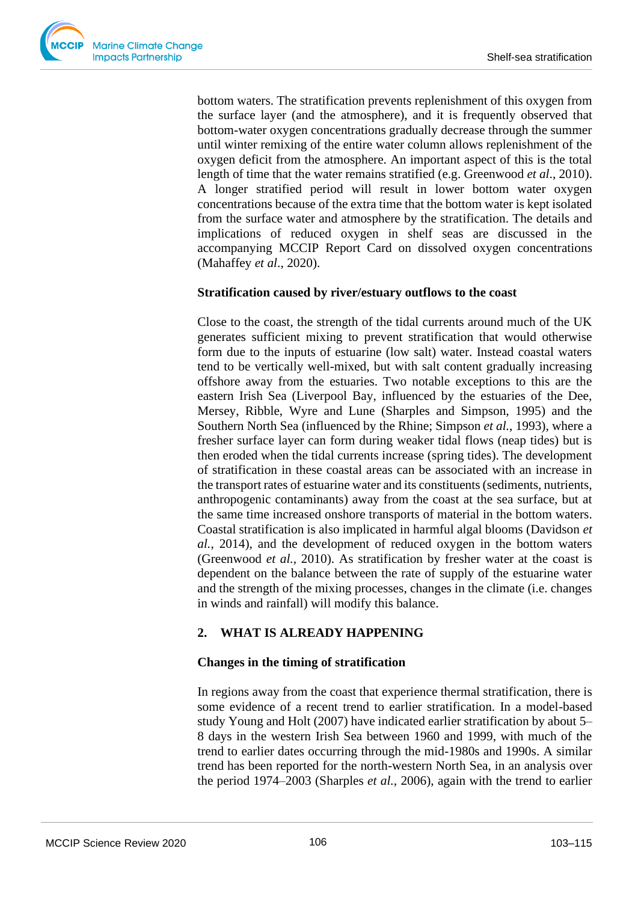bottom waters. The stratification prevents replenishment of this oxygen from the surface layer (and the atmosphere), and it is frequently observed that bottom-water oxygen concentrations gradually decrease through the summer until winter remixing of the entire water column allows replenishment of the oxygen deficit from the atmosphere. An important aspect of this is the total length of time that the water remains stratified (e.g. Greenwood *et al*., 2010). A longer stratified period will result in lower bottom water oxygen concentrations because of the extra time that the bottom water is kept isolated from the surface water and atmosphere by the stratification. The details and implications of reduced oxygen in shelf seas are discussed in the accompanying MCCIP Report Card on dissolved oxygen concentrations (Mahaffey *et al*., 2020).

**Stratification caused by river/estuary outflows to the coast**

Close to the coast, the strength of the tidal currents around much of the UK generates sufficient mixing to prevent stratification that would otherwise form due to the inputs of estuarine (low salt) water. Instead coastal waters tend to be vertically well-mixed, but with salt content gradually increasing offshore away from the estuaries. Two notable exceptions to this are the eastern Irish Sea (Liverpool Bay, influenced by the estuaries of the Dee, Mersey, Ribble, Wyre and Lune (Sharples and Simpson, 1995) and the Southern North Sea (influenced by the Rhine; Simpson *et al.*, 1993), where a fresher surface layer can form during weaker tidal flows (neap tides) but is then eroded when the tidal currents increase (spring tides). The development of stratification in these coastal areas can be associated with an increase in the transport rates of estuarine water and its constituents (sediments, nutrients, anthropogenic contaminants) away from the coast at the sea surface, but at the same time increased onshore transports of material in the bottom waters. Coastal stratification is also implicated in harmful algal blooms (Davidson *et al.*, 2014), and the development of reduced oxygen in the bottom waters (Greenwood *et al.*, 2010). As stratification by fresher water at the coast is dependent on the balance between the rate of supply of the estuarine water and the strength of the mixing processes, changes in the climate (i.e. changes in winds and rainfall) will modify this balance.

## 2. WHAT IS ALREADY HAPPENING

**Changes in the timing of stratification**

In regions away from the coast that experience thermal stratification, there is some evidence of a recent trend to earlier stratification. In a model-based study Young and Holt (2007) have indicated earlier stratification by about 5–8 days in the western Irish Sea between 1960 and 1999, with much of the trend to earlier dates occurring through the mid-1980s and 1990s. A similar trend has been reported for the north-western North Sea, in an analysis over the period 1974–2003 (Sharples *et al.*, 2006), again with the trend to earlier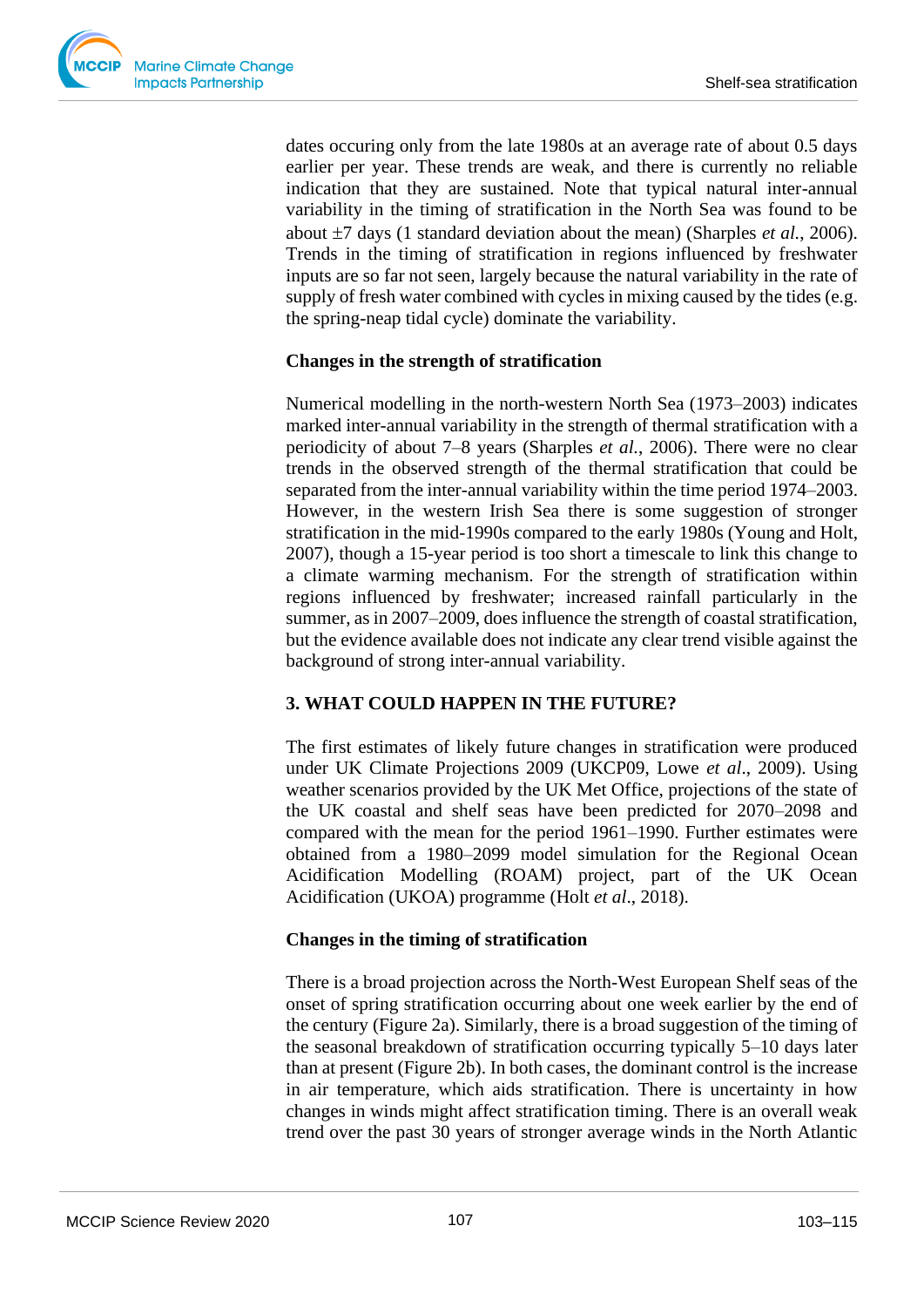dates occuring only from the late 1980s at an average rate of about 0.5 days earlier per year. These trends are weak, and there is currently no reliable indication that they are sustained. Note that typical natural inter-annual variability in the timing of stratification in the North Sea was found to be about ±7 days (1 standard deviation about the mean) (Sharples *et al.*, 2006). Trends in the timing of stratification in regions influenced by freshwater inputs are so far not seen, largely because the natural variability in the rate of supply of fresh water combined with cycles in mixing caused by the tides (e.g. the spring-neap tidal cycle) dominate the variability.

### Changes in the strength of stratification

Numerical modelling in the north-western North Sea (1973–2003) indicates marked inter-annual variability in the strength of thermal stratification with a periodicity of about 7–8 years (Sharples *et al.*, 2006). There were no clear trends in the observed strength of the thermal stratification that could be separated from the inter-annual variability within the time period 1974–2003. However, in the western Irish Sea there is some suggestion of stronger stratification in the mid-1990s compared to the early 1980s (Young and Holt, 2007), though a 15-year period is too short a timescale to link this change to a climate warming mechanism. For the strength of stratification within regions influenced by freshwater; increased rainfall particularly in the summer, as in 2007–2009, does influence the strength of coastal stratification, but the evidence available does not indicate any clear trend visible against the background of strong inter-annual variability.

## 3. WHAT COULD HAPPEN IN THE FUTURE?

The first estimates of likely future changes in stratification were produced under UK Climate Projections 2009 (UKCP09, Lowe *et al*., 2009). Using weather scenarios provided by the UK Met Office, projections of the state of the UK coastal and shelf seas have been predicted for 2070–2098 and compared with the mean for the period 1961–1990. Further estimates were obtained from a 1980–2099 model simulation for the Regional Ocean Acidification Modelling (ROAM) project, part of the UK Ocean Acidification (UKOA) programme (Holt *et al*., 2018).

### Changes in the timing of stratification

There is a broad projection across the North-West European Shelf seas of the onset of spring stratification occurring about one week earlier by the end of the century (Figure 2a). Similarly, there is a broad suggestion of the timing of the seasonal breakdown of stratification occurring typically 5–10 days later than at present (Figure 2b). In both cases, the dominant control is the increase in air temperature, which aids stratification. There is uncertainty in how changes in winds might affect stratification timing. There is an overall weak trend over the past 30 years of stronger average winds in the North Atlantic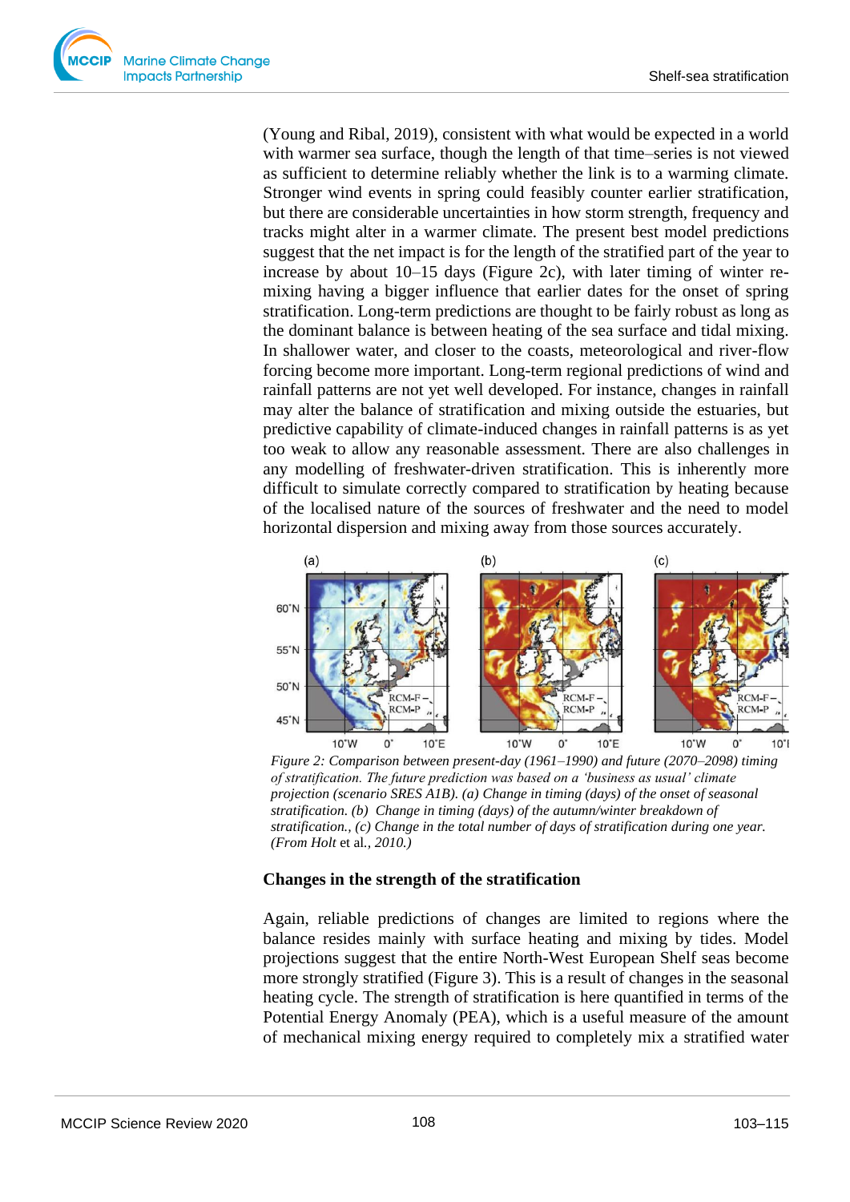(Young and Ribal, 2019), consistent with what would be expected in a world with warmer sea surface, though the length of that time–series is not viewed as sufficient to determine reliably whether the link is to a warming climate. Stronger wind events in spring could feasibly counter earlier stratification, but there are considerable uncertainties in how storm strength, frequency and tracks might alter in a warmer climate. The present best model predictions suggest that the net impact is for the length of the stratified part of the year to increase by about 10–15 days (Figure 2c), with later timing of winter re-mixing having a bigger influence that earlier dates for the onset of spring stratification. Long-term predictions are thought to be fairly robust as long as the dominant balance is between heating of the sea surface and tidal mixing. In shallower water, and closer to the coasts, meteorological and river-flow forcing become more important. Long-term regional predictions of wind and rainfall patterns are not yet well developed. For instance, changes in rainfall may alter the balance of stratification and mixing outside the estuaries, but predictive capability of climate-induced changes in rainfall patterns is as yet too weak to allow any reasonable assessment. There are also challenges in any modelling of freshwater-driven stratification. This is inherently more difficult to simulate correctly compared to stratification by heating because of the localised nature of the sources of freshwater and the need to model horizontal dispersion and mixing away from those sources accurately.

*Figure 2: Comparison between present-day (1961–1990) and future (2070–2098) timing of stratification. The future prediction was based on a 'business as usual' climate projection (scenario SRES A1B). (a) Change in timing (days) of the onset of seasonal stratification. (b) Change in timing (days) of the autumn/winter breakdown of stratification., (c) Change in the total number of days of stratification during one year. (From Holt* et al.*, 2010.)*

### Changes in the strength of the stratification

Again, reliable predictions of changes are limited to regions where the balance resides mainly with surface heating and mixing by tides. Model projections suggest that the entire North-West European Shelf seas become more strongly stratified (Figure 3). This is a result of changes in the seasonal heating cycle. The strength of stratification is here quantified in terms of the Potential Energy Anomaly (PEA), which is a useful measure of the amount of mechanical mixing energy required to completely mix a stratified water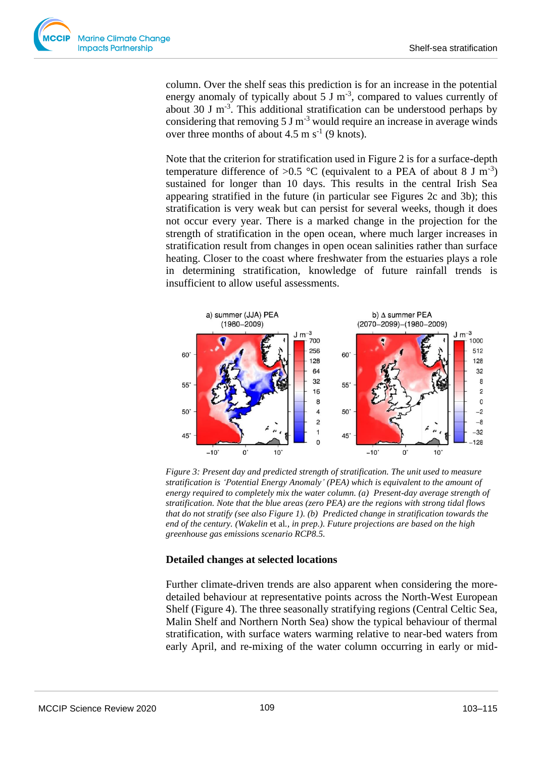column. Over the shelf seas this prediction is for an increase in the potential energy anomaly of typically about 5 J $m^{-3}$, compared to values currently of about 30 J $m^{-3}$. This additional stratification can be understood perhaps by considering that removing 5 J $m^{-3}$ would require an increase in average winds over three months of about 4.5 m $s^{-1}$ (9 knots).

Note that the criterion for stratification used in Figure 2 is for a surface-depth temperature difference of >0.5 °C (equivalent to a PEA of about 8 J $m^{-3}$) sustained for longer than 10 days. This results in the central Irish Sea appearing stratified in the future (in particular see Figures 2c and 3b); this stratification is very weak but can persist for several weeks, though it does not occur every year. There is a marked change in the projection for the strength of stratification in the open ocean, where much larger increases in stratification result from changes in open ocean salinities rather than surface heating. Closer to the coast where freshwater from the estuaries plays a role in determining stratification, knowledge of future rainfall trends is insufficient to allow useful assessments.

*Figure 3: Present day and predicted strength of stratification. The unit used to measure stratification is 'Potential Energy Anomaly' (PEA) which is equivalent to the amount of energy required to completely mix the water column. (a) Present-day average strength of stratification. Note that the blue areas (zero PEA) are the regions with strong tidal flows that do not stratify (see also Figure 1). (b) Predicted change in stratification towards the end of the century. (Wakelin* et al.*, in prep.). Future projections are based on the high greenhouse gas emissions scenario RCP8.5.*

### Detailed changes at selected locations

Further climate-driven trends are also apparent when considering the more-detailed behaviour at representative points across the North-West European Shelf (Figure 4). The three seasonally stratifying regions (Central Celtic Sea, Malin Shelf and Northern North Sea) show the typical behaviour of thermal stratification, with surface waters warming relative to near-bed waters from early April, and re-mixing of the water column occurring in early or mid-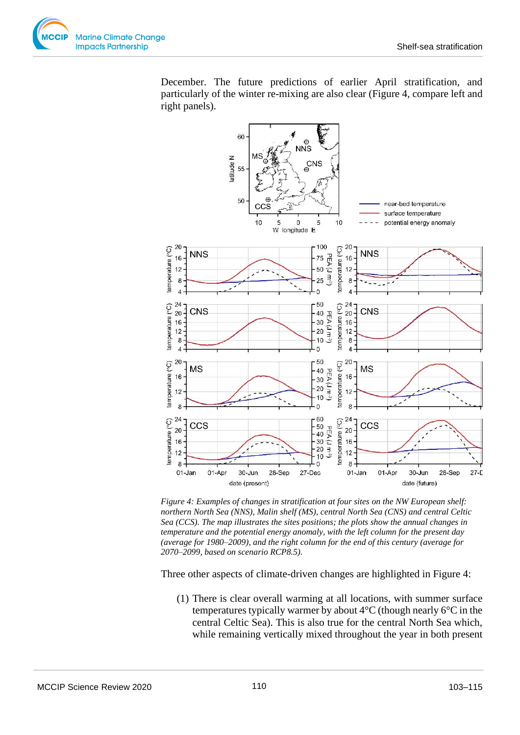December. The future predictions of earlier April stratification, and particularly of the winter re-mixing are also clear (Figure 4, compare left and right panels).

*Figure 4: Examples of changes in stratification at four sites on the NW European shelf: northern North Sea (NNS), Malin shelf (MS), central North Sea (CNS) and central Celtic Sea (CCS). The map illustrates the sites positions; the plots show the annual changes in temperature and the potential energy anomaly, with the left column for the present day (average for 1980–2009), and the right column for the end of this century (average for 2070–2099, based on scenario RCP8.5).*

Three other aspects of climate-driven changes are highlighted in Figure 4:

(1) There is clear overall warming at all locations, with summer surface temperatures typically warmer by about 4°C (though nearly 6°C in the central Celtic Sea). This is also true for the central North Sea which, while remaining vertically mixed throughout the year in both present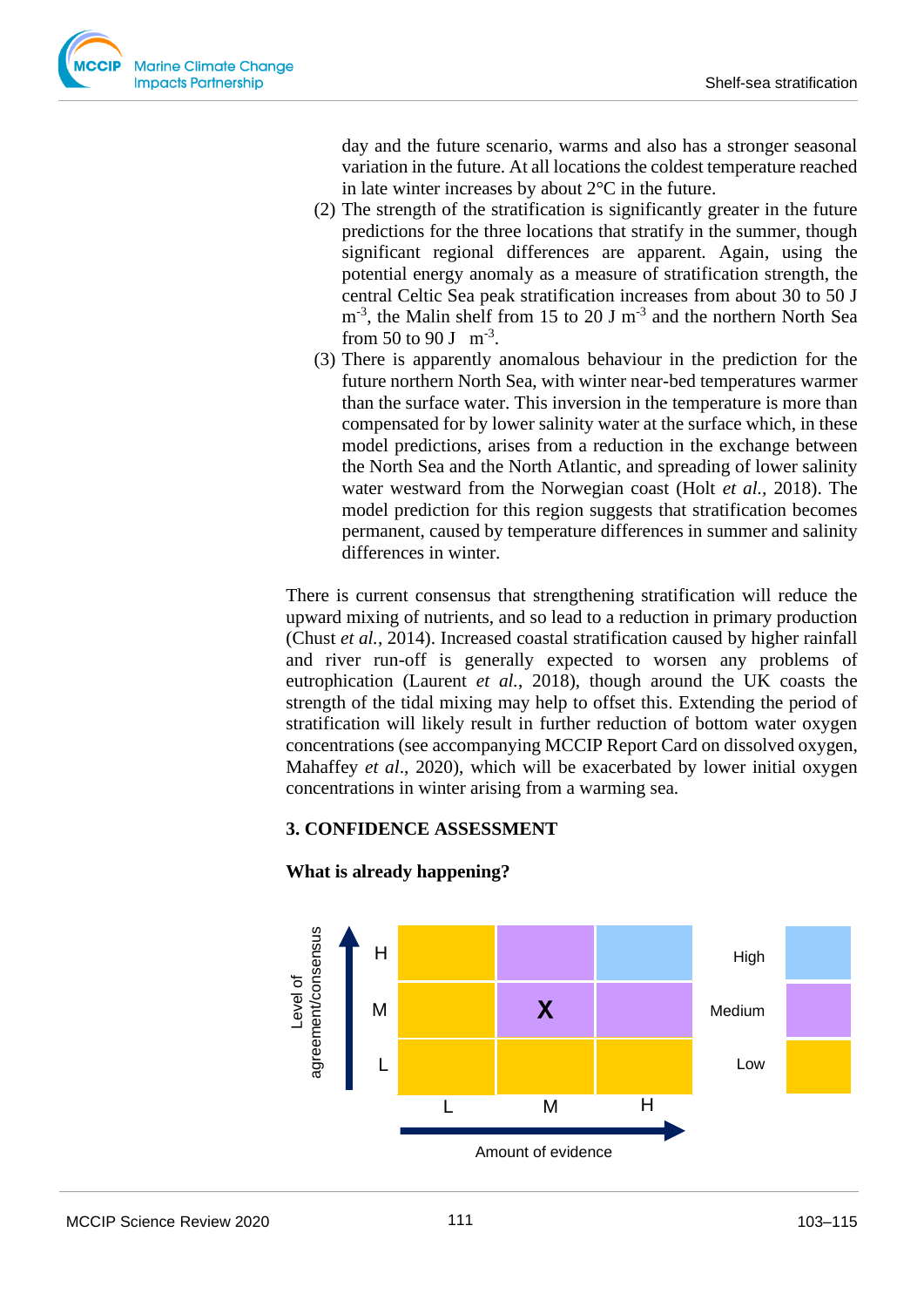day and the future scenario, warms and also has a stronger seasonal variation in the future. At all locations the coldest temperature reached in late winter increases by about 2°C in the future.

(2) The strength of the stratification is significantly greater in the future predictions for the three locations that stratify in the summer, though significant regional differences are apparent. Again, using the potential energy anomaly as a measure of stratification strength, the central Celtic Sea peak stratification increases from about 30 to 50 J $m^{-3}$, the Malin shelf from 15 to 20 J $m^{-3}$ and the northern North Sea from 50 to 90 J $m^{-3}$.

(3) There is apparently anomalous behaviour in the prediction for the future northern North Sea, with winter near-bed temperatures warmer than the surface water. This inversion in the temperature is more than compensated for by lower salinity water at the surface which, in these model predictions, arises from a reduction in the exchange between the North Sea and the North Atlantic, and spreading of lower salinity water westward from the Norwegian coast (Holt *et al.*, 2018). The model prediction for this region suggests that stratification becomes permanent, caused by temperature differences in summer and salinity differences in winter.

There is current consensus that strengthening stratification will reduce the upward mixing of nutrients, and so lead to a reduction in primary production (Chust *et al.*, 2014). Increased coastal stratification caused by higher rainfall and river run-off is generally expected to worsen any problems of eutrophication (Laurent *et al.*, 2018), though around the UK coasts the strength of the tidal mixing may help to offset this. Extending the period of stratification will likely result in further reduction of bottom water oxygen concentrations (see accompanying MCCIP Report Card on dissolved oxygen, Mahaffey *et al*., 2020), which will be exacerbated by lower initial oxygen concentrations in winter arising from a warming sea.

## 3. CONFIDENCE ASSESSMENT

**What is already happening?**

| Level of agreement/consensus | L | M | H |
|---|---|---|---|
| H | | | |
| M | | X | |
| L | | | |

Amount of evidence

Legend: High, Medium, Low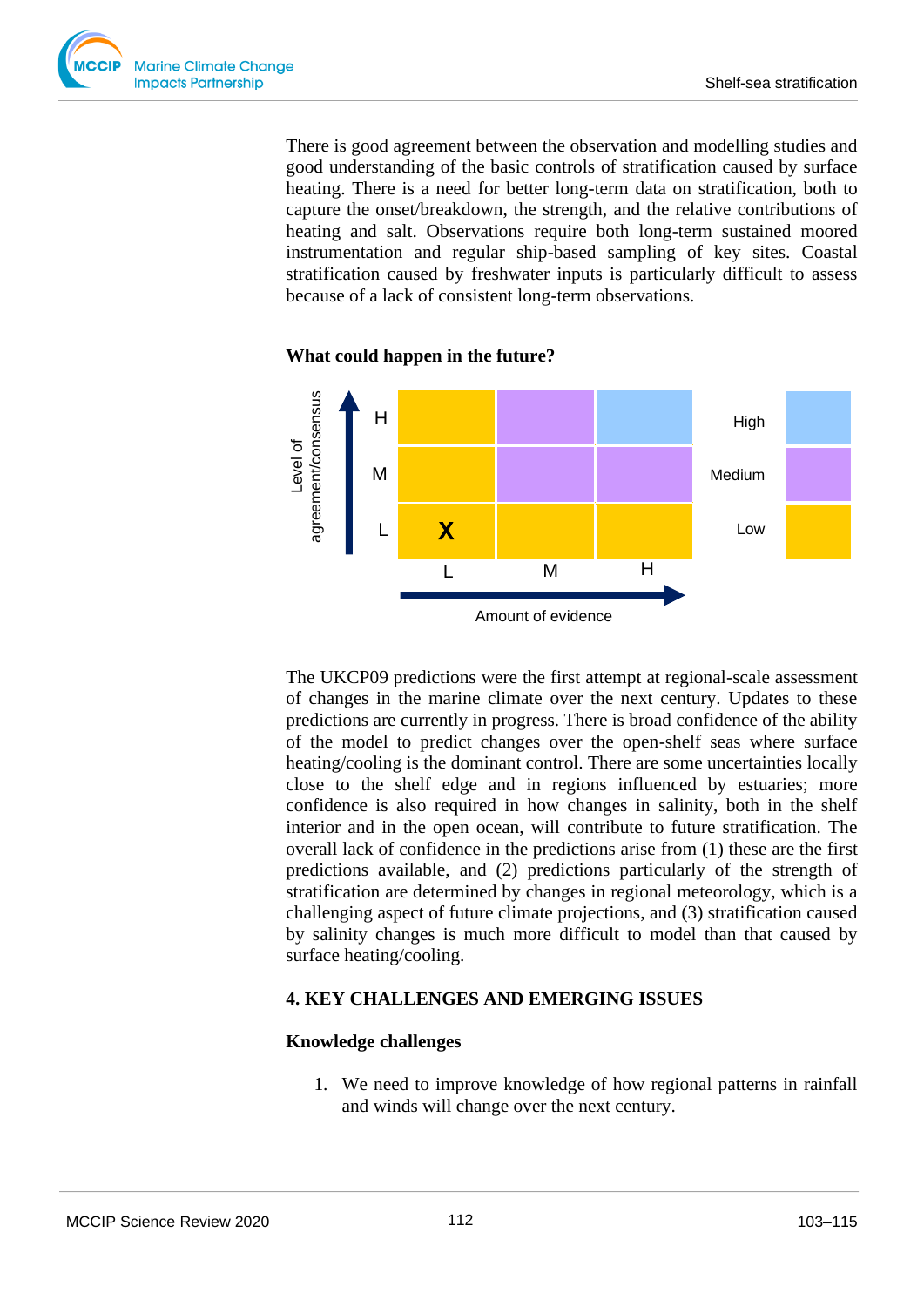There is good agreement between the observation and modelling studies and good understanding of the basic controls of stratification caused by surface heating. There is a need for better long-term data on stratification, both to capture the onset/breakdown, the strength, and the relative contributions of heating and salt. Observations require both long-term sustained moored instrumentation and regular ship-based sampling of key sites. Coastal stratification caused by freshwater inputs is particularly difficult to assess because of a lack of consistent long-term observations.

**What could happen in the future?**

| Level of agreement/consensus | L | M | H |
|---|---|---|---|
| H | | | |
| M | | | |
| L | X | | |

Amount of evidence

High / Medium / Low

The UKCP09 predictions were the first attempt at regional-scale assessment of changes in the marine climate over the next century. Updates to these predictions are currently in progress. There is broad confidence of the ability of the model to predict changes over the open-shelf seas where surface heating/cooling is the dominant control. There are some uncertainties locally close to the shelf edge and in regions influenced by estuaries; more confidence is also required in how changes in salinity, both in the shelf interior and in the open ocean, will contribute to future stratification. The overall lack of confidence in the predictions arise from (1) these are the first predictions available, and (2) predictions particularly of the strength of stratification are determined by changes in regional meteorology, which is a challenging aspect of future climate projections, and (3) stratification caused by salinity changes is much more difficult to model than that caused by surface heating/cooling.

## 4. KEY CHALLENGES AND EMERGING ISSUES

**Knowledge challenges**

1. We need to improve knowledge of how regional patterns in rainfall and winds will change over the next century.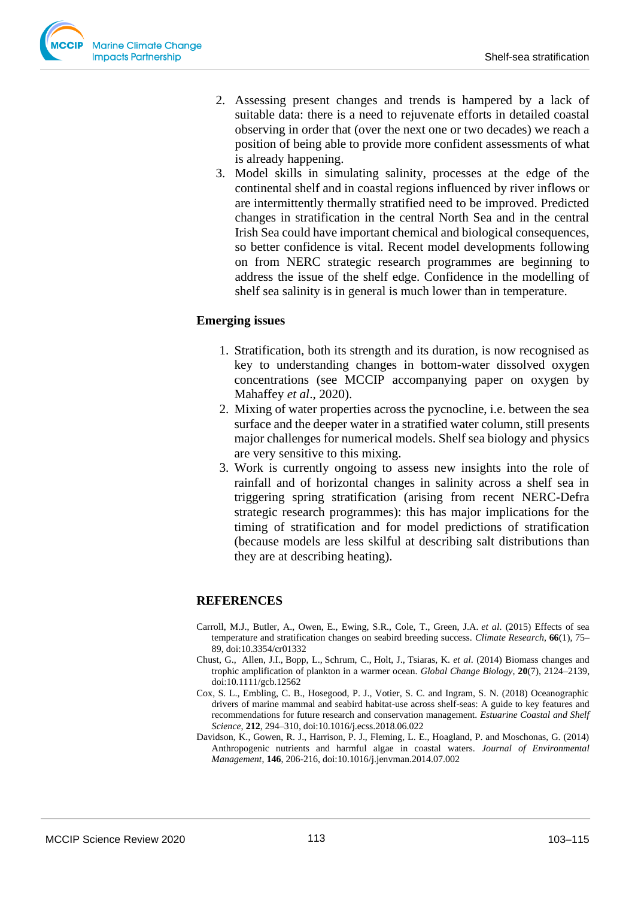2. Assessing present changes and trends is hampered by a lack of suitable data: there is a need to rejuvenate efforts in detailed coastal observing in order that (over the next one or two decades) we reach a position of being able to provide more confident assessments of what is already happening.
3. Model skills in simulating salinity, processes at the edge of the continental shelf and in coastal regions influenced by river inflows or are intermittently thermally stratified need to be improved. Predicted changes in stratification in the central North Sea and in the central Irish Sea could have important chemical and biological consequences, so better confidence is vital. Recent model developments following on from NERC strategic research programmes are beginning to address the issue of the shelf edge. Confidence in the modelling of shelf sea salinity is in general is much lower than in temperature.

### Emerging issues

1. Stratification, both its strength and its duration, is now recognised as key to understanding changes in bottom-water dissolved oxygen concentrations (see MCCIP accompanying paper on oxygen by Mahaffey *et al*., 2020).
2. Mixing of water properties across the pycnocline, i.e. between the sea surface and the deeper water in a stratified water column, still presents major challenges for numerical models. Shelf sea biology and physics are very sensitive to this mixing.
3. Work is currently ongoing to assess new insights into the role of rainfall and of horizontal changes in salinity across a shelf sea in triggering spring stratification (arising from recent NERC-Defra strategic research programmes): this has major implications for the timing of stratification and for model predictions of stratification (because models are less skilful at describing salt distributions than they are at describing heating).

## REFERENCES

Carroll, M.J., Butler, A., Owen, E., Ewing, S.R., Cole, T., Green, J.A. *et al*. (2015) Effects of sea temperature and stratification changes on seabird breeding success. *Climate Research*, **66**(1), 75–89, doi:10.3354/cr01332

Chust, G., Allen, J.I., Bopp, L., Schrum, C., Holt, J., Tsiaras, K. *et al*. (2014) Biomass changes and trophic amplification of plankton in a warmer ocean. *Global Change Biology*, **20**(7), 2124–2139, doi:10.1111/gcb.12562

Cox, S. L., Embling, C. B., Hosegood, P. J., Votier, S. C. and Ingram, S. N. (2018) Oceanographic drivers of marine mammal and seabird habitat-use across shelf-seas: A guide to key features and recommendations for future research and conservation management. *Estuarine Coastal and Shelf Science*, **212**, 294–310, doi:10.1016/j.ecss.2018.06.022

Davidson, K., Gowen, R. J., Harrison, P. J., Fleming, L. E., Hoagland, P. and Moschonas, G. (2014) Anthropogenic nutrients and harmful algae in coastal waters. *Journal of Environmental Management*, **146**, 206-216, doi:10.1016/j.jenvman.2014.07.002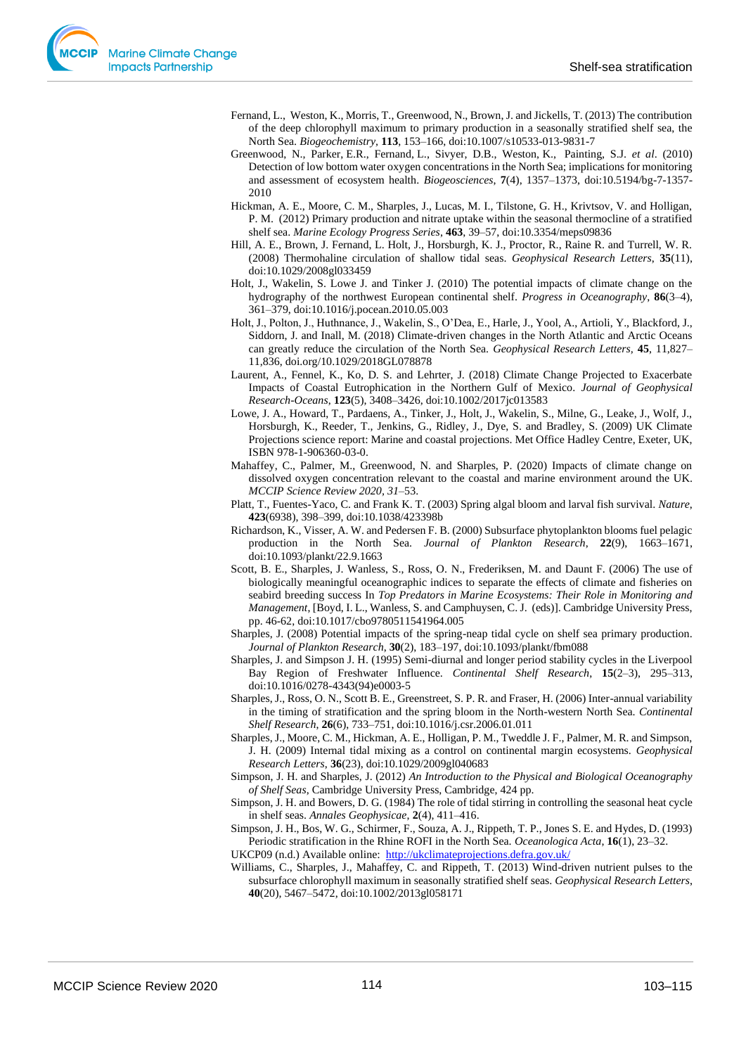Fernand, L., Weston, K., Morris, T., Greenwood, N., Brown, J. and Jickells, T. (2013) The contribution of the deep chlorophyll maximum to primary production in a seasonally stratified shelf sea, the North Sea. *Biogeochemistry*, **113**, 153–166, doi:10.1007/s10533-013-9831-7

Greenwood, N., Parker, E.R., Fernand, L., Sivyer, D.B., Weston, K., Painting, S.J. *et al*. (2010) Detection of low bottom water oxygen concentrations in the North Sea; implications for monitoring and assessment of ecosystem health. *Biogeosciences*, **7**(4), 1357–1373, doi:10.5194/bg-7-1357-2010

Hickman, A. E., Moore, C. M., Sharples, J., Lucas, M. I., Tilstone, G. H., Krivtsov, V. and Holligan, P. M. (2012) Primary production and nitrate uptake within the seasonal thermocline of a stratified shelf sea. *Marine Ecology Progress Series*, **463**, 39–57, doi:10.3354/meps09836

Hill, A. E., Brown, J. Fernand, L. Holt, J., Horsburgh, K. J., Proctor, R., Raine R. and Turrell, W. R. (2008) Thermohaline circulation of shallow tidal seas. *Geophysical Research Letters*, **35**(11), doi:10.1029/2008gl033459

Holt, J., Wakelin, S. Lowe J. and Tinker J. (2010) The potential impacts of climate change on the hydrography of the northwest European continental shelf. *Progress in Oceanography*, **86**(3–4), 361–379, doi:10.1016/j.pocean.2010.05.003

Holt, J., Polton, J., Huthnance, J., Wakelin, S., O'Dea, E., Harle, J., Yool, A., Artioli, Y., Blackford, J., Siddorn, J. and Inall, M. (2018) Climate-driven changes in the North Atlantic and Arctic Oceans can greatly reduce the circulation of the North Sea. *Geophysical Research Letters*, **45**, 11,827–11,836, doi.org/10.1029/2018GL078878

Laurent, A., Fennel, K., Ko, D. S. and Lehrter, J. (2018) Climate Change Projected to Exacerbate Impacts of Coastal Eutrophication in the Northern Gulf of Mexico. *Journal of Geophysical Research-Oceans*, **123**(5), 3408–3426, doi:10.1002/2017jc013583

Lowe, J. A., Howard, T., Pardaens, A., Tinker, J., Holt, J., Wakelin, S., Milne, G., Leake, J., Wolf, J., Horsburgh, K., Reeder, T., Jenkins, G., Ridley, J., Dye, S. and Bradley, S. (2009) UK Climate Projections science report: Marine and coastal projections. Met Office Hadley Centre, Exeter, UK, ISBN 978-1-906360-03-0.

Mahaffey, C., Palmer, M., Greenwood, N. and Sharples, P. (2020) Impacts of climate change on dissolved oxygen concentration relevant to the coastal and marine environment around the UK. *MCCIP Science Review 2020*, *31*–53.

Platt, T., Fuentes-Yaco, C. and Frank K. T. (2003) Spring algal bloom and larval fish survival. *Nature*, **423**(6938), 398–399, doi:10.1038/423398b

Richardson, K., Visser, A. W. and Pedersen F. B. (2000) Subsurface phytoplankton blooms fuel pelagic production in the North Sea. *Journal of Plankton Research*, **22**(9), 1663–1671, doi:10.1093/plankt/22.9.1663

Scott, B. E., Sharples, J. Wanless, S., Ross, O. N., Frederiksen, M. and Daunt F. (2006) The use of biologically meaningful oceanographic indices to separate the effects of climate and fisheries on seabird breeding success In *Top Predators in Marine Ecosystems: Their Role in Monitoring and Management*, [Boyd, I. L., Wanless, S. and Camphuysen, C. J. (eds)]. Cambridge University Press, pp. 46-62, doi:10.1017/cbo9780511541964.005

Sharples, J. (2008) Potential impacts of the spring-neap tidal cycle on shelf sea primary production. *Journal of Plankton Research*, **30**(2), 183–197, doi:10.1093/plankt/fbm088

Sharples, J. and Simpson J. H. (1995) Semi-diurnal and longer period stability cycles in the Liverpool Bay Region of Freshwater Influence. *Continental Shelf Research*, **15**(2–3), 295–313, doi:10.1016/0278-4343(94)e0003-5

Sharples, J., Ross, O. N., Scott B. E., Greenstreet, S. P. R. and Fraser, H. (2006) Inter-annual variability in the timing of stratification and the spring bloom in the North-western North Sea. *Continental Shelf Research*, **26**(6), 733–751, doi:10.1016/j.csr.2006.01.011

Sharples, J., Moore, C. M., Hickman, A. E., Holligan, P. M., Tweddle J. F., Palmer, M. R. and Simpson, J. H. (2009) Internal tidal mixing as a control on continental margin ecosystems. *Geophysical Research Letters*, **36**(23), doi:10.1029/2009gl040683

Simpson, J. H. and Sharples, J. (2012) *An Introduction to the Physical and Biological Oceanography of Shelf Seas*, Cambridge University Press, Cambridge, 424 pp.

Simpson, J. H. and Bowers, D. G. (1984) The role of tidal stirring in controlling the seasonal heat cycle in shelf seas. *Annales Geophysicae*, **2**(4), 411–416.

Simpson, J. H., Bos, W. G., Schirmer, F., Souza, A. J., Rippeth, T. P., Jones S. E. and Hydes, D. (1993) Periodic stratification in the Rhine ROFI in the North Sea. *Oceanologica Acta*, **16**(1), 23–32.

UKCP09 (n.d.) Available online: http://ukclimateprojections.defra.gov.uk/

Williams, C., Sharples, J., Mahaffey, C. and Rippeth, T. (2013) Wind-driven nutrient pulses to the subsurface chlorophyll maximum in seasonally stratified shelf seas. *Geophysical Research Letters*, **40**(20), 5467–5472, doi:10.1002/2013gl058171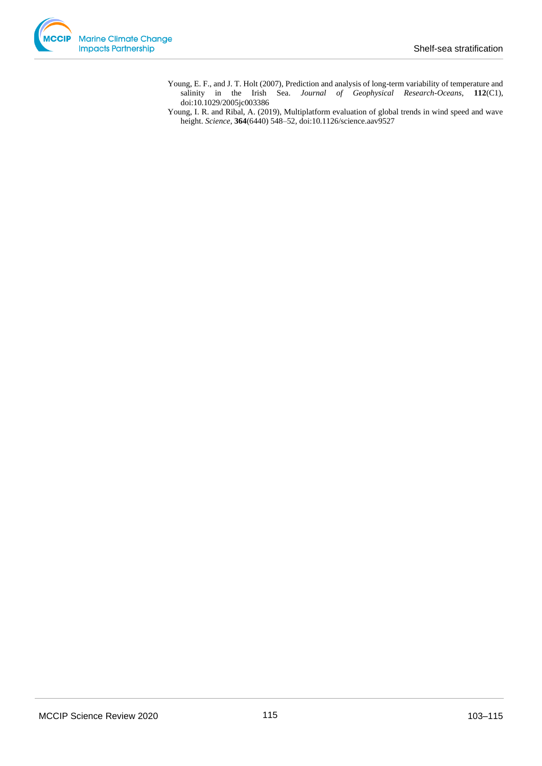Young, E. F., and J. T. Holt (2007), Prediction and analysis of long-term variability of temperature and salinity in the Irish Sea. *Journal of Geophysical Research-Oceans*, **112**(C1), doi:10.1029/2005jc003386

Young, I. R. and Ribal, A. (2019), Multiplatform evaluation of global trends in wind speed and wave height. *Science*, **364**(6440) 548–52, doi:10.1126/science.aav9527